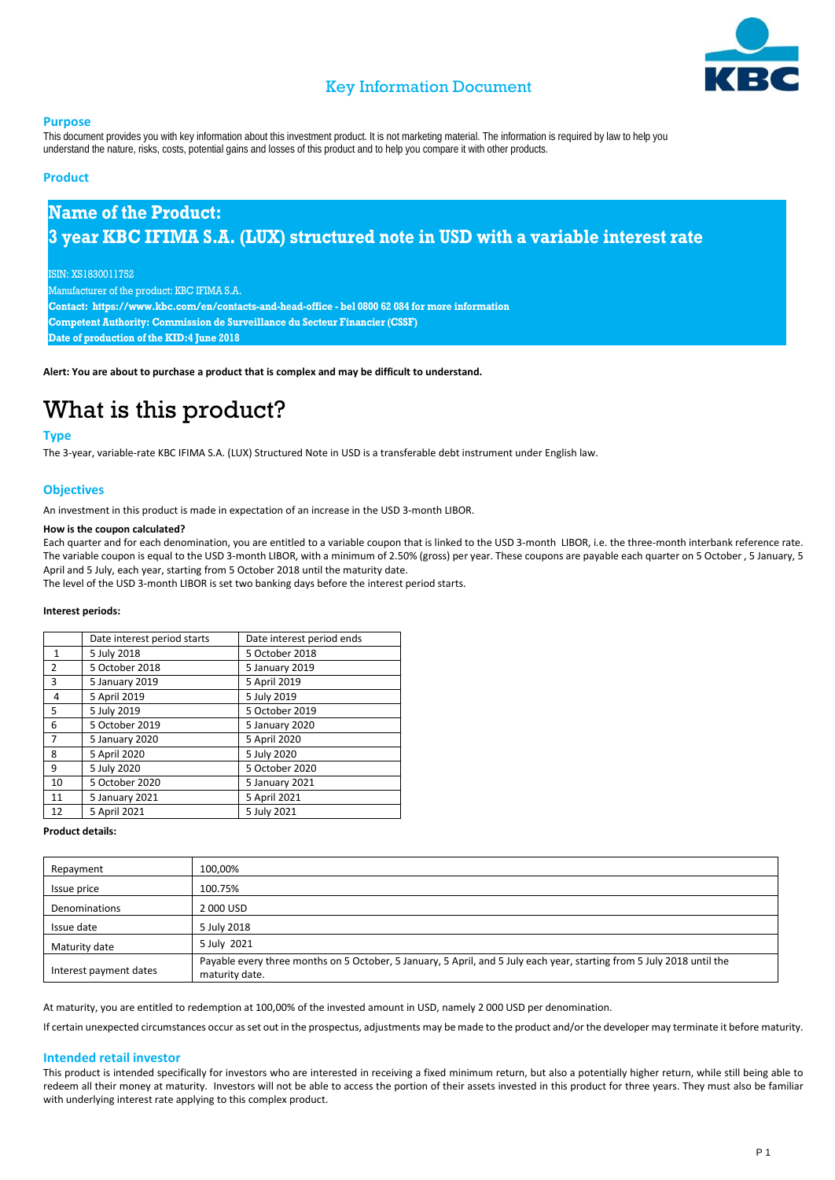# Key Information Document

## Purpose

This document provides you with key information about this investment product. It is not marketing material. The information is required by law to help you understand the nature, risks, costs, potential gains and losses of this product and to help you compare it with other products.

## Product

**Name of the Product:**
**3 year KBC IFIMA S.A. (LUX) structured note in USD with a variable interest rate**

ISIN: XS1830011752
Manufacturer of the product: KBC IFIMA S.A.
**Contact: https://www.kbc.com/en/contacts-and-head-office - bel 0800 62 084 for more information**
**Competent Authority: Commission de Surveillance du Secteur Financier (CSSF)**
**Date of production of the KID:4 June 2018**

**Alert: You are about to purchase a product that is complex and may be difficult to understand.**

# What is this product?

## Type

The 3-year, variable-rate KBC IFIMA S.A. (LUX) Structured Note in USD is a transferable debt instrument under English law.

## Objectives

An investment in this product is made in expectation of an increase in the USD 3-month LIBOR.

**How is the coupon calculated?**

Each quarter and for each denomination, you are entitled to a variable coupon that is linked to the USD 3-month LIBOR, i.e. the three-month interbank reference rate. The variable coupon is equal to the USD 3-month LIBOR, with a minimum of 2.50% (gross) per year. These coupons are payable each quarter on 5 October , 5 January, 5 April and 5 July, each year, starting from 5 October 2018 until the maturity date.

The level of the USD 3-month LIBOR is set two banking days before the interest period starts.

**Interest periods:**

| | Date interest period starts | Date interest period ends |
|---|---|---|
| 1 | 5 July 2018 | 5 October 2018 |
| 2 | 5 October 2018 | 5 January 2019 |
| 3 | 5 January 2019 | 5 April 2019 |
| 4 | 5 April 2019 | 5 July 2019 |
| 5 | 5 July 2019 | 5 October 2019 |
| 6 | 5 October 2019 | 5 January 2020 |
| 7 | 5 January 2020 | 5 April 2020 |
| 8 | 5 April 2020 | 5 July 2020 |
| 9 | 5 July 2020 | 5 October 2020 |
| 10 | 5 October 2020 | 5 January 2021 |
| 11 | 5 January 2021 | 5 April 2021 |
| 12 | 5 April 2021 | 5 July 2021 |

**Product details:**

| | |
|---|---|
| Repayment | 100,00% |
| Issue price | 100.75% |
| Denominations | 2 000 USD |
| Issue date | 5 July 2018 |
| Maturity date | 5 July 2021 |
| Interest payment dates | Payable every three months on 5 October, 5 January, 5 April, and 5 July each year, starting from 5 July 2018 until the maturity date. |

At maturity, you are entitled to redemption at 100,00% of the invested amount in USD, namely 2 000 USD per denomination.

If certain unexpected circumstances occur as set out in the prospectus, adjustments may be made to the product and/or the developer may terminate it before maturity.

## Intended retail investor

This product is intended specifically for investors who are interested in receiving a fixed minimum return, but also a potentially higher return, while still being able to redeem all their money at maturity. Investors will not be able to access the portion of their assets invested in this product for three years. They must also be familiar with underlying interest rate applying to this complex product.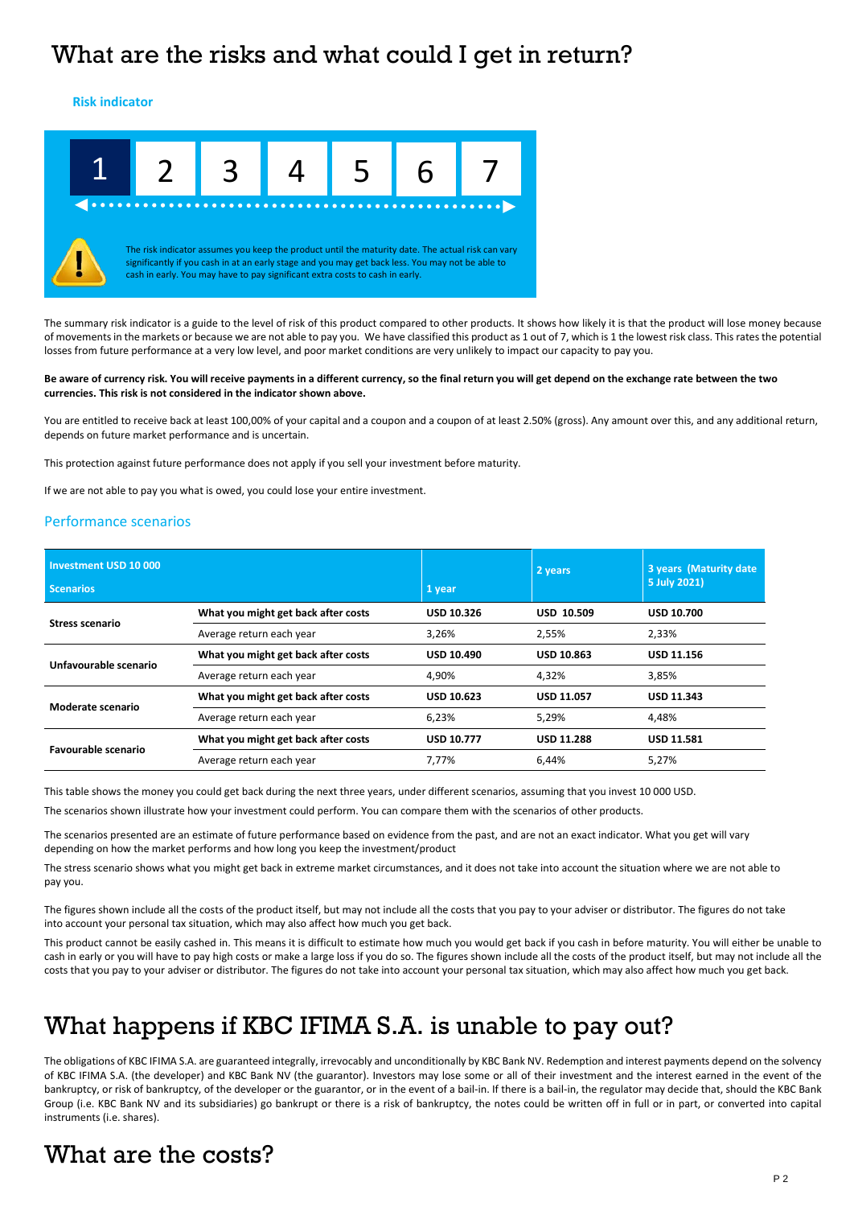# What are the risks and what could I get in return?

### Risk indicator

1 2 3 4 5 6 7

The risk indicator assumes you keep the product until the maturity date. The actual risk can vary significantly if you cash in at an early stage and you may get back less. You may not be able to cash in early. You may have to pay significant extra costs to cash in early.

The summary risk indicator is a guide to the level of risk of this product compared to other products. It shows how likely it is that the product will lose money because of movements in the markets or because we are not able to pay you. We have classified this product as 1 out of 7, which is 1 the lowest risk class. This rates the potential losses from future performance at a very low level, and poor market conditions are very unlikely to impact our capacity to pay you.

**Be aware of currency risk. You will receive payments in a different currency, so the final return you will get depend on the exchange rate between the two currencies. This risk is not considered in the indicator shown above.**

You are entitled to receive back at least 100,00% of your capital and a coupon and a coupon of at least 2.50% (gross). Any amount over this, and any additional return, depends on future market performance and is uncertain.

This protection against future performance does not apply if you sell your investment before maturity.

If we are not able to pay you what is owed, you could lose your entire investment.

### Performance scenarios

| **Investment USD 10 000**<br>**Scenarios** | | **1 year** | **2 years** | **3 years (Maturity date 5 July 2021)** |
|---|---|---|---|---|
| **Stress scenario** | **What you might get back after costs** | **USD 10.326** | **USD 10.509** | **USD 10.700** |
| | Average return each year | 3,26% | 2,55% | 2,33% |
| **Unfavourable scenario** | **What you might get back after costs** | **USD 10.490** | **USD 10.863** | **USD 11.156** |
| | Average return each year | 4,90% | 4,32% | 3,85% |
| **Moderate scenario** | **What you might get back after costs** | **USD 10.623** | **USD 11.057** | **USD 11.343** |
| | Average return each year | 6,23% | 5,29% | 4,48% |
| **Favourable scenario** | **What you might get back after costs** | **USD 10.777** | **USD 11.288** | **USD 11.581** |
| | Average return each year | 7,77% | 6,44% | 5,27% |

This table shows the money you could get back during the next three years, under different scenarios, assuming that you invest 10 000 USD.

The scenarios shown illustrate how your investment could perform. You can compare them with the scenarios of other products.

The scenarios presented are an estimate of future performance based on evidence from the past, and are not an exact indicator. What you get will vary depending on how the market performs and how long you keep the investment/product

The stress scenario shows what you might get back in extreme market circumstances, and it does not take into account the situation where we are not able to pay you.

The figures shown include all the costs of the product itself, but may not include all the costs that you pay to your adviser or distributor. The figures do not take into account your personal tax situation, which may also affect how much you get back.

This product cannot be easily cashed in. This means it is difficult to estimate how much you would get back if you cash in before maturity. You will either be unable to cash in early or you will have to pay high costs or make a large loss if you do so. The figures shown include all the costs of the product itself, but may not include all the costs that you pay to your adviser or distributor. The figures do not take into account your personal tax situation, which may also affect how much you get back.

# What happens if KBC IFIMA S.A. is unable to pay out?

The obligations of KBC IFIMA S.A. are guaranteed integrally, irrevocably and unconditionally by KBC Bank NV. Redemption and interest payments depend on the solvency of KBC IFIMA S.A. (the developer) and KBC Bank NV (the guarantor). Investors may lose some or all of their investment and the interest earned in the event of the bankruptcy, or risk of bankruptcy, of the developer or the guarantor, or in the event of a bail-in. If there is a bail-in, the regulator may decide that, should the KBC Bank Group (i.e. KBC Bank NV and its subsidiaries) go bankrupt or there is a risk of bankruptcy, the notes could be written off in full or in part, or converted into capital instruments (i.e. shares).

# What are the costs?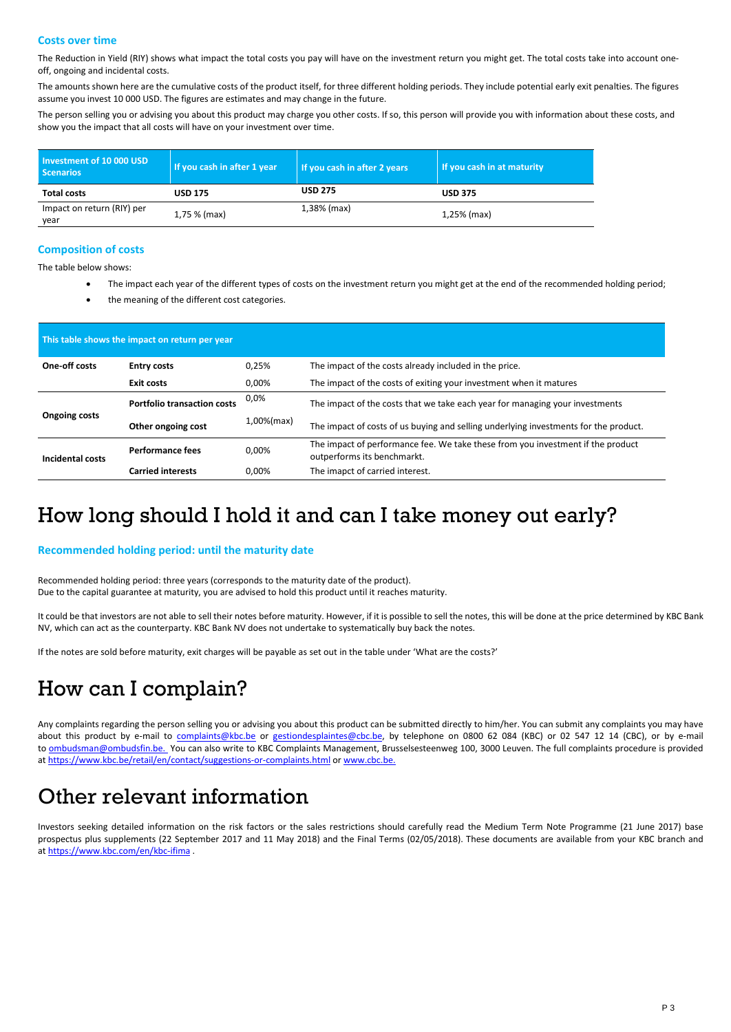### Costs over time

The Reduction in Yield (RIY) shows what impact the total costs you pay will have on the investment return you might get. The total costs take into account one-off, ongoing and incidental costs.

The amounts shown here are the cumulative costs of the product itself, for three different holding periods. They include potential early exit penalties. The figures assume you invest 10 000 USD. The figures are estimates and may change in the future.

The person selling you or advising you about this product may charge you other costs. If so, this person will provide you with information about these costs, and show you the impact that all costs will have on your investment over time.

| Investment of 10 000 USD Scenarios | If you cash in after 1 year | If you cash in after 2 years | If you cash in at maturity |
|---|---|---|---|
| **Total costs** | **USD 175** | **USD 275** | **USD 375** |
| Impact on return (RIY) per year | 1,75 % (max) | 1,38% (max) | 1,25% (max) |

### Composition of costs

The table below shows:

- The impact each year of the different types of costs on the investment return you might get at the end of the recommended holding period;
- the meaning of the different cost categories.

| This table shows the impact on return per year | | | |
|---|---|---|---|
| **One-off costs** | **Entry costs** | 0,25% | The impact of the costs already included in the price. |
| | **Exit costs** | 0,00% | The impact of the costs of exiting your investment when it matures |
| **Ongoing costs** | **Portfolio transaction costs** | 0,0% | The impact of the costs that we take each year for managing your investments |
| | **Other ongoing cost** | 1,00%(max) | The impact of costs of us buying and selling underlying investments for the product. |
| **Incidental costs** | **Performance fees** | 0,00% | The impact of performance fee. We take these from you investment if the product outperforms its benchmarkt. |
| | **Carried interests** | 0,00% | The imapct of carried interest. |

# How long should I hold it and can I take money out early?

### Recommended holding period: until the maturity date

Recommended holding period: three years (corresponds to the maturity date of the product).
Due to the capital guarantee at maturity, you are advised to hold this product until it reaches maturity.

It could be that investors are not able to sell their notes before maturity. However, if it is possible to sell the notes, this will be done at the price determined by KBC Bank NV, which can act as the counterparty. KBC Bank NV does not undertake to systematically buy back the notes.

If the notes are sold before maturity, exit charges will be payable as set out in the table under 'What are the costs?'

# How can I complain?

Any complaints regarding the person selling you or advising you about this product can be submitted directly to him/her. You can submit any complaints you may have about this product by e-mail to complaints@kbc.be or gestiondesplaintes@cbc.be, by telephone on 0800 62 084 (KBC) or 02 547 12 14 (CBC), or by e-mail to ombudsman@ombudsfin.be. You can also write to KBC Complaints Management, Brusselsesteenweg 100, 3000 Leuven. The full complaints procedure is provided at https://www.kbc.be/retail/en/contact/suggestions-or-complaints.html or www.cbc.be.

# Other relevant information

Investors seeking detailed information on the risk factors or the sales restrictions should carefully read the Medium Term Note Programme (21 June 2017) base prospectus plus supplements (22 September 2017 and 11 May 2018) and the Final Terms (02/05/2018). These documents are available from your KBC branch and at https://www.kbc.com/en/kbc-ifima .